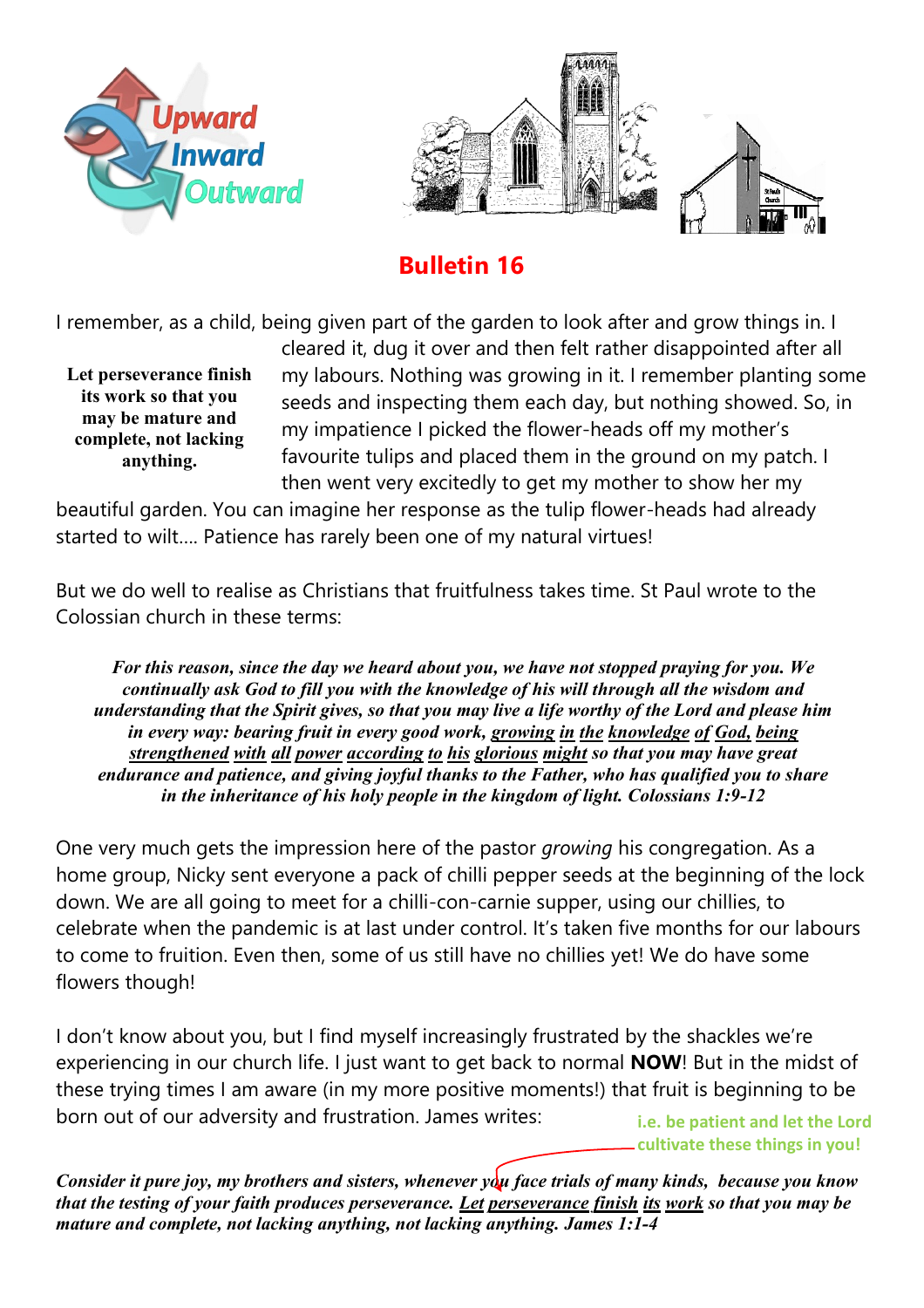Upward
Inward
Outward

# Bulletin 16

I remember, as a child, being given part of the garden to look after and grow things in. I cleared it, dug it over and then felt rather disappointed after all my labours. Nothing was growing in it. I remember planting some seeds and inspecting them each day, but nothing showed. So, in my impatience I picked the flower-heads off my mother's favourite tulips and placed them in the ground on my patch. I then went very excitedly to get my mother to show her my beautiful garden. You can imagine her response as the tulip flower-heads had already started to wilt…. Patience has rarely been one of my natural virtues!

**Let perseverance finish its work so that you may be mature and complete, not lacking anything.**

But we do well to realise as Christians that fruitfulness takes time. St Paul wrote to the Colossian church in these terms:

> ***For this reason, since the day we heard about you, we have not stopped praying for you. We continually ask God to fill you with the knowledge of his will through all the wisdom and understanding that the Spirit gives, so that you may live a life worthy of the Lord and please him in every way: bearing fruit in every good work, <u>growing in the knowledge of God, being strengthened with all power according to his glorious might</u> so that you may have great endurance and patience, and giving joyful thanks to the Father, who has qualified you to share in the inheritance of his holy people in the kingdom of light. Colossians 1:9-12***

One very much gets the impression here of the pastor *growing* his congregation. As a home group, Nicky sent everyone a pack of chilli pepper seeds at the beginning of the lock down. We are all going to meet for a chilli-con-carnie supper, using our chillies, to celebrate when the pandemic is at last under control. It's taken five months for our labours to come to fruition. Even then, some of us still have no chillies yet! We do have some flowers though!

I don't know about you, but I find myself increasingly frustrated by the shackles we're experiencing in our church life. I just want to get back to normal **NOW**! But in the midst of these trying times I am aware (in my more positive moments!) that fruit is beginning to be born out of our adversity and frustration. James writes:

**i.e. be patient and let the Lord cultivate these things in you!**

***Consider it pure joy, my brothers and sisters, whenever you face trials of many kinds, because you know that the testing of your faith produces perseverance. <u>Let perseverance finish its work</u> so that you may be mature and complete, not lacking anything, not lacking anything. James 1:1-4***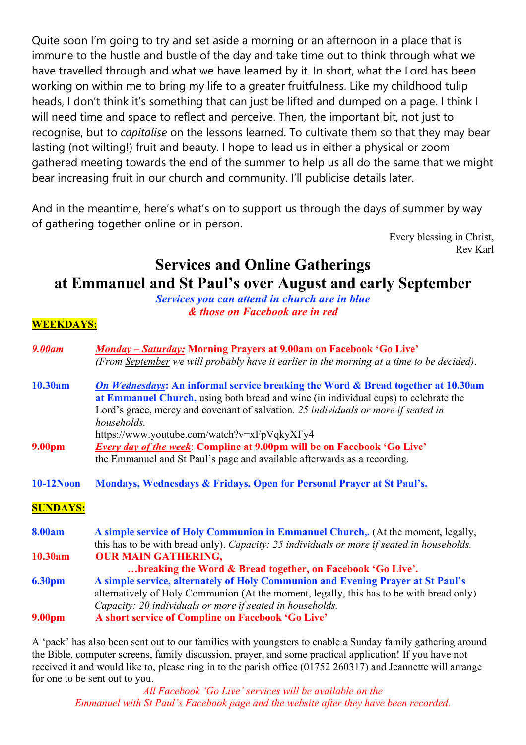Quite soon I'm going to try and set aside a morning or an afternoon in a place that is immune to the hustle and bustle of the day and take time out to think through what we have travelled through and what we have learned by it. In short, what the Lord has been working on within me to bring my life to a greater fruitfulness. Like my childhood tulip heads, I don't think it's something that can just be lifted and dumped on a page. I think I will need time and space to reflect and perceive. Then, the important bit, not just to recognise, but to *capitalise* on the lessons learned. To cultivate them so that they may bear lasting (not wilting!) fruit and beauty. I hope to lead us in either a physical or zoom gathered meeting towards the end of the summer to help us all do the same that we might bear increasing fruit in our church and community. I'll publicise details later.

And in the meantime, here's what's on to support us through the days of summer by way of gathering together online or in person.

Every blessing in Christ,
Rev Karl

# Services and Online Gatherings at Emmanuel and St Paul's over August and early September

***Services you can attend in church are in blue***
***& those on Facebook are in red***

**WEEKDAYS:**

***9.00am*** — ***Monday – Saturday:*** **Morning Prayers at 9.00am on Facebook 'Go Live'**
*(From September we will probably have it earlier in the morning at a time to be decided).*

**10.30am** — ***On Wednesdays*****: An informal service breaking the Word & Bread together at 10.30am at Emmanuel Church,** using both bread and wine (in individual cups) to celebrate the Lord's grace, mercy and covenant of salvation. *25 individuals or more if seated in households.*
https://www.youtube.com/watch?v=xFpVqkyXFy4

**9.00pm** — ***Every day of the week*****: Compline at 9.00pm will be on Facebook 'Go Live'** the Emmanuel and St Paul's page and available afterwards as a recording.

**10-12Noon** — **Mondays, Wednesdays & Fridays, Open for Personal Prayer at St Paul's.**

**SUNDAYS:**

**8.00am** — **A simple service of Holy Communion in Emmanuel Church,.** (At the moment, legally, this has to be with bread only). *Capacity: 25 individuals or more if seated in households.*

**10.30am** — **OUR MAIN GATHERING,**
**…breaking the Word & Bread together, on Facebook 'Go Live'.**

**6.30pm** — **A simple service, alternately of Holy Communion and Evening Prayer at St Paul's** alternatively of Holy Communion (At the moment, legally, this has to be with bread only) *Capacity: 20 individuals or more if seated in households.*

**9.00pm** — **A short service of Compline on Facebook 'Go Live'**

A 'pack' has also been sent out to our families with youngsters to enable a Sunday family gathering around the Bible, computer screens, family discussion, prayer, and some practical application! If you have not received it and would like to, please ring in to the parish office (01752 260317) and Jeannette will arrange for one to be sent out to you.

*All Facebook 'Go Live' services will be available on the*
*Emmanuel with St Paul's Facebook page and the website after they have been recorded.*